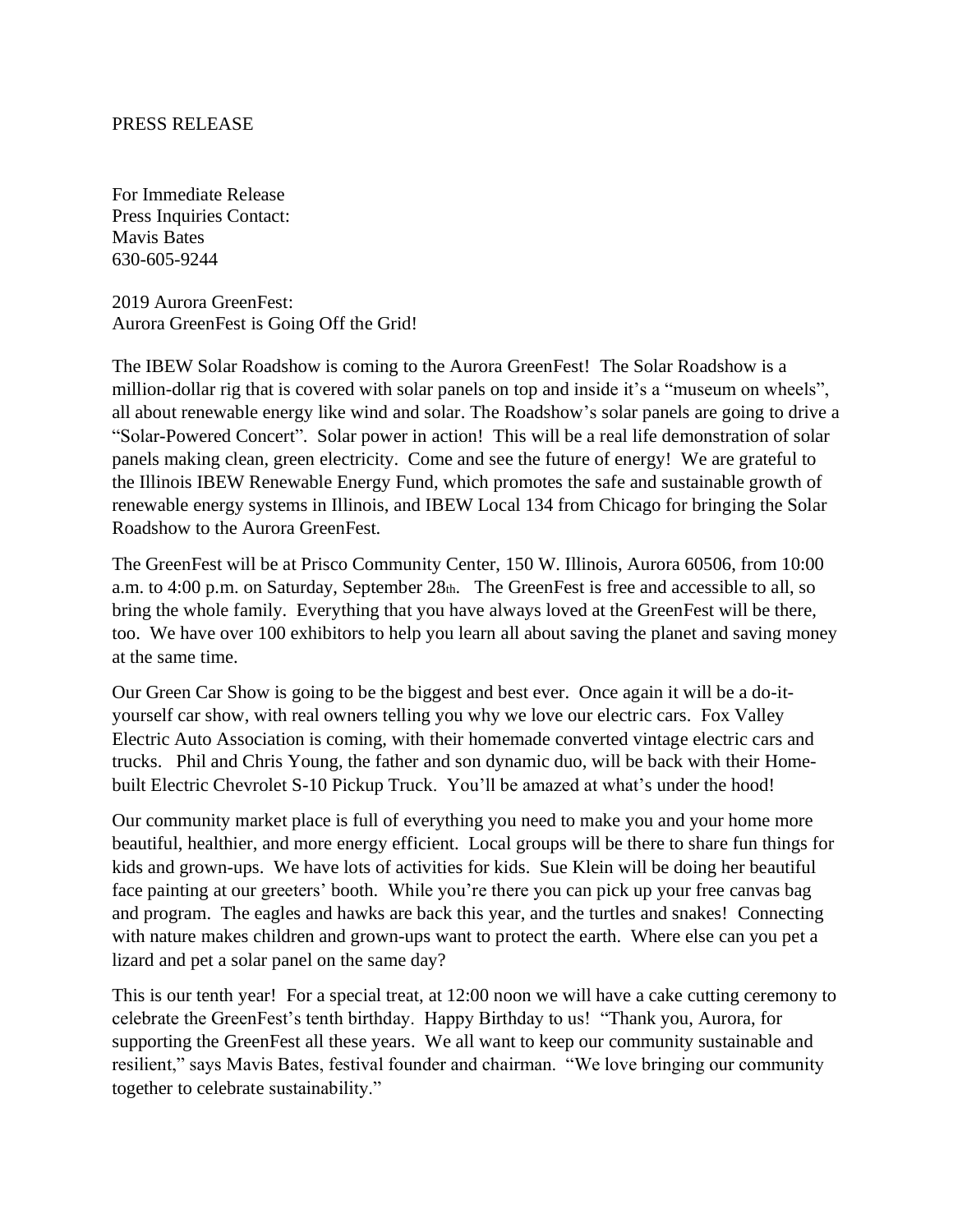PRESS RELEASE

For Immediate Release
Press Inquiries Contact:
Mavis Bates
630-605-9244

2019 Aurora GreenFest:
Aurora GreenFest is Going Off the Grid!

The IBEW Solar Roadshow is coming to the Aurora GreenFest! The Solar Roadshow is a million-dollar rig that is covered with solar panels on top and inside it's a "museum on wheels", all about renewable energy like wind and solar. The Roadshow's solar panels are going to drive a "Solar-Powered Concert". Solar power in action! This will be a real life demonstration of solar panels making clean, green electricity. Come and see the future of energy! We are grateful to the Illinois IBEW Renewable Energy Fund, which promotes the safe and sustainable growth of renewable energy systems in Illinois, and IBEW Local 134 from Chicago for bringing the Solar Roadshow to the Aurora GreenFest.

The GreenFest will be at Prisco Community Center, 150 W. Illinois, Aurora 60506, from 10:00 a.m. to 4:00 p.m. on Saturday, September 28th. The GreenFest is free and accessible to all, so bring the whole family. Everything that you have always loved at the GreenFest will be there, too. We have over 100 exhibitors to help you learn all about saving the planet and saving money at the same time.

Our Green Car Show is going to be the biggest and best ever. Once again it will be a do-it-yourself car show, with real owners telling you why we love our electric cars. Fox Valley Electric Auto Association is coming, with their homemade converted vintage electric cars and trucks. Phil and Chris Young, the father and son dynamic duo, will be back with their Home-built Electric Chevrolet S-10 Pickup Truck. You'll be amazed at what's under the hood!

Our community market place is full of everything you need to make you and your home more beautiful, healthier, and more energy efficient. Local groups will be there to share fun things for kids and grown-ups. We have lots of activities for kids. Sue Klein will be doing her beautiful face painting at our greeters' booth. While you're there you can pick up your free canvas bag and program. The eagles and hawks are back this year, and the turtles and snakes! Connecting with nature makes children and grown-ups want to protect the earth. Where else can you pet a lizard and pet a solar panel on the same day?

This is our tenth year! For a special treat, at 12:00 noon we will have a cake cutting ceremony to celebrate the GreenFest's tenth birthday. Happy Birthday to us! "Thank you, Aurora, for supporting the GreenFest all these years. We all want to keep our community sustainable and resilient," says Mavis Bates, festival founder and chairman. "We love bringing our community together to celebrate sustainability."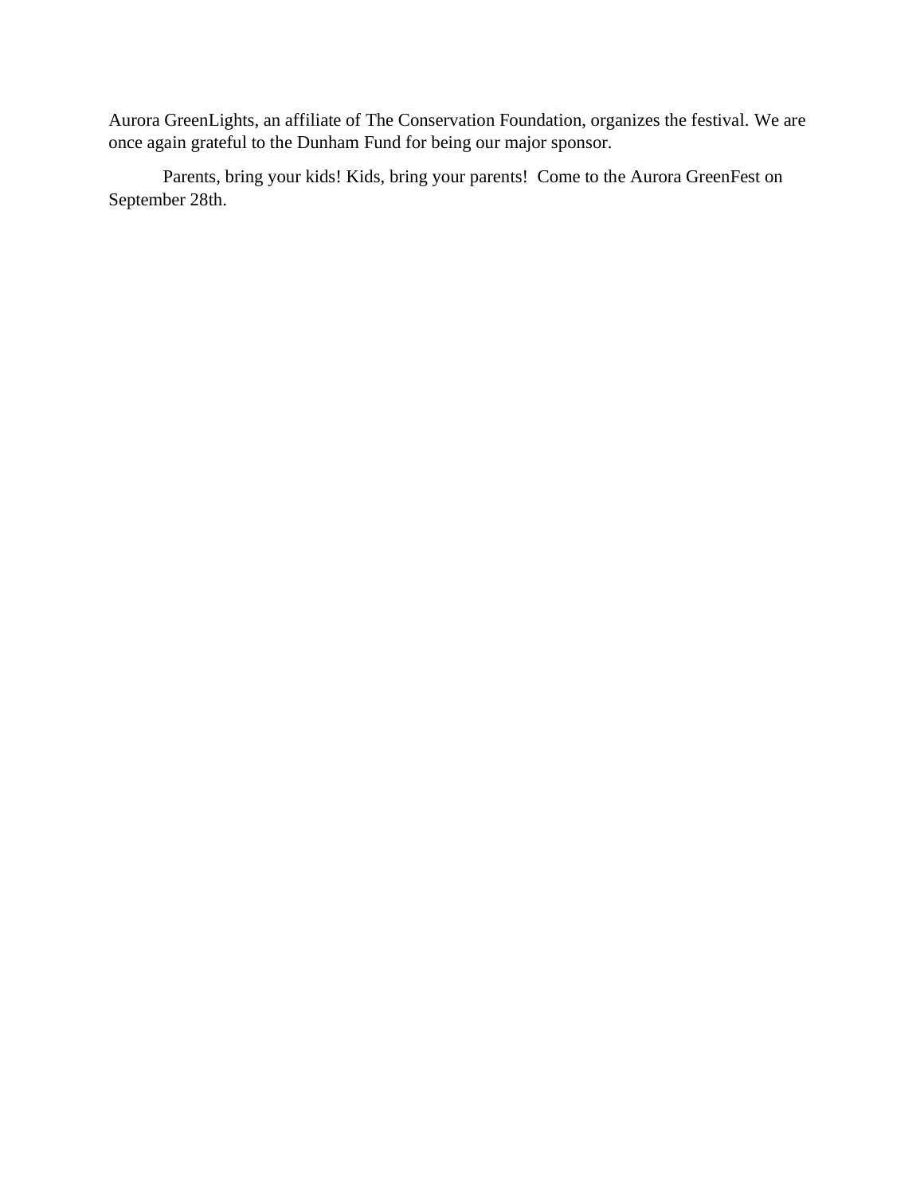Aurora GreenLights, an affiliate of The Conservation Foundation, organizes the festival. We are once again grateful to the Dunham Fund for being our major sponsor.

Parents, bring your kids! Kids, bring your parents!  Come to the Aurora GreenFest on September 28th.